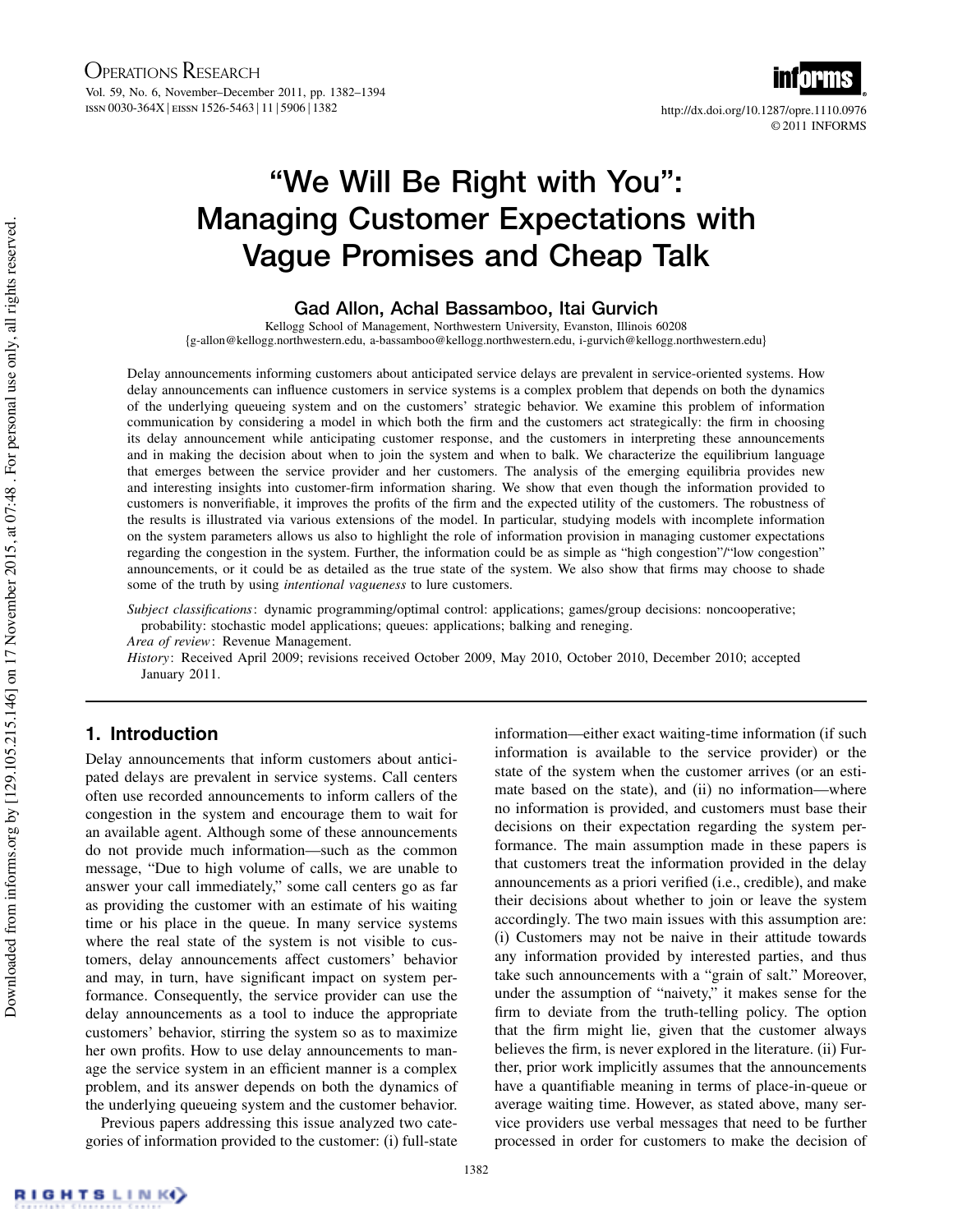# "We Will Be Right with You": Managing Customer Expectations with Vague Promises and Cheap Talk

**Gad Allon, Achal Bassamboo, Itai Gurvich**

Kellogg School of Management, Northwestern University, Evanston, Illinois 60208
{g-allon@kellogg.northwestern.edu, a-bassamboo@kellogg.northwestern.edu, i-gurvich@kellogg.northwestern.edu}

Delay announcements informing customers about anticipated service delays are prevalent in service-oriented systems. How delay announcements can influence customers in service systems is a complex problem that depends on both the dynamics of the underlying queueing system and on the customers' strategic behavior. We examine this problem of information communication by considering a model in which both the firm and the customers act strategically: the firm in choosing its delay announcement while anticipating customer response, and the customers in interpreting these announcements and in making the decision about when to join the system and when to balk. We characterize the equilibrium language that emerges between the service provider and her customers. The analysis of the emerging equilibria provides new and interesting insights into customer-firm information sharing. We show that even though the information provided to customers is nonverifiable, it improves the profits of the firm and the expected utility of the customers. The robustness of the results is illustrated via various extensions of the model. In particular, studying models with incomplete information on the system parameters allows us also to highlight the role of information provision in managing customer expectations regarding the congestion in the system. Further, the information could be as simple as "high congestion"/"low congestion" announcements, or it could be as detailed as the true state of the system. We also show that firms may choose to shade some of the truth by using *intentional vagueness* to lure customers.

*Subject classifications*: dynamic programming/optimal control: applications; games/group decisions: noncooperative; probability: stochastic model applications; queues: applications; balking and reneging.
*Area of review*: Revenue Management.
*History*: Received April 2009; revisions received October 2009, May 2010, October 2010, December 2010; accepted January 2011.

## 1. Introduction

Delay announcements that inform customers about anticipated delays are prevalent in service systems. Call centers often use recorded announcements to inform callers of the congestion in the system and encourage them to wait for an available agent. Although some of these announcements do not provide much information—such as the common message, "Due to high volume of calls, we are unable to answer your call immediately," some call centers go as far as providing the customer with an estimate of his waiting time or his place in the queue. In many service systems where the real state of the system is not visible to customers, delay announcements affect customers' behavior and may, in turn, have significant impact on system performance. Consequently, the service provider can use the delay announcements as a tool to induce the appropriate customers' behavior, stirring the system so as to maximize her own profits. How to use delay announcements to manage the service system in an efficient manner is a complex problem, and its answer depends on both the dynamics of the underlying queueing system and the customer behavior.

Previous papers addressing this issue analyzed two categories of information provided to the customer: (i) full-state information—either exact waiting-time information (if such information is available to the service provider) or the state of the system when the customer arrives (or an estimate based on the state), and (ii) no information—where no information is provided, and customers must base their decisions on their expectation regarding the system performance. The main assumption made in these papers is that customers treat the information provided in the delay announcements as a priori verified (i.e., credible), and make their decisions about whether to join or leave the system accordingly. The two main issues with this assumption are: (i) Customers may not be naive in their attitude towards any information provided by interested parties, and thus take such announcements with a "grain of salt." Moreover, under the assumption of "naivety," it makes sense for the firm to deviate from the truth-telling policy. The option that the firm might lie, given that the customer always believes the firm, is never explored in the literature. (ii) Further, prior work implicitly assumes that the announcements have a quantifiable meaning in terms of place-in-queue or average waiting time. However, as stated above, many service providers use verbal messages that need to be further processed in order for customers to make the decision of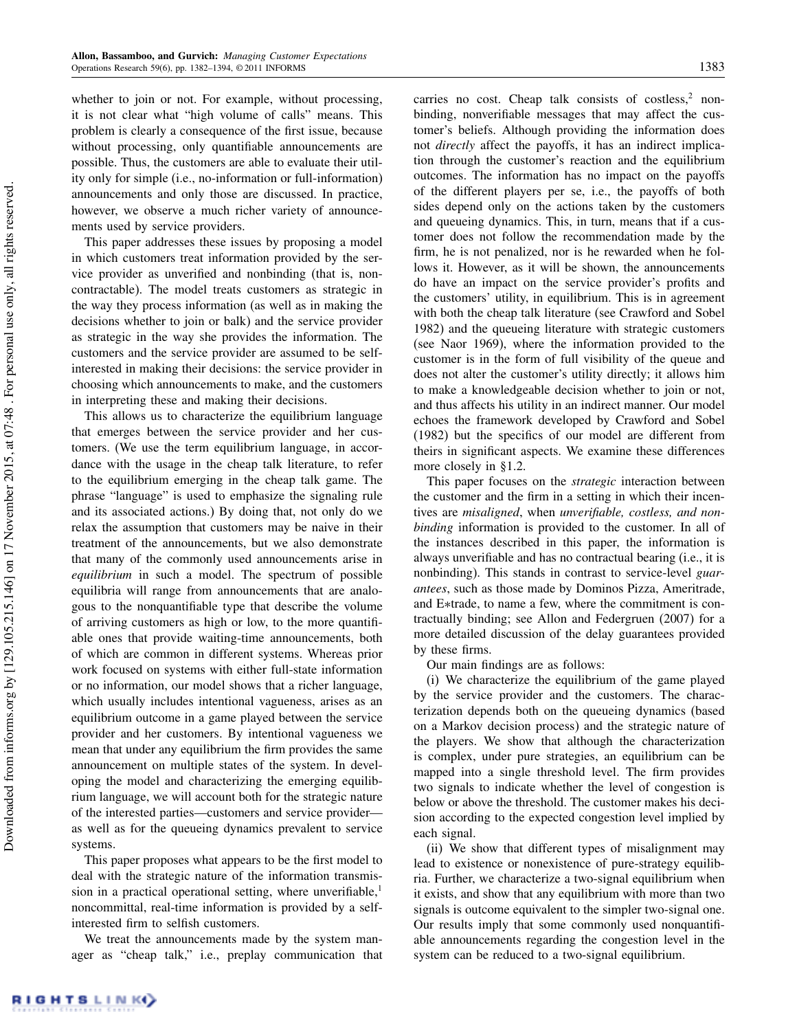whether to join or not. For example, without processing, it is not clear what "high volume of calls" means. This problem is clearly a consequence of the first issue, because without processing, only quantifiable announcements are possible. Thus, the customers are able to evaluate their utility only for simple (i.e., no-information or full-information) announcements and only those are discussed. In practice, however, we observe a much richer variety of announcements used by service providers.

This paper addresses these issues by proposing a model in which customers treat information provided by the service provider as unverified and nonbinding (that is, noncontractable). The model treats customers as strategic in the way they process information (as well as in making the decisions whether to join or balk) and the service provider as strategic in the way she provides the information. The customers and the service provider are assumed to be self-interested in making their decisions: the service provider in choosing which announcements to make, and the customers in interpreting these and making their decisions.

This allows us to characterize the equilibrium language that emerges between the service provider and her customers. (We use the term equilibrium language, in accordance with the usage in the cheap talk literature, to refer to the equilibrium emerging in the cheap talk game. The phrase "language" is used to emphasize the signaling rule and its associated actions.) By doing that, not only do we relax the assumption that customers may be naive in their treatment of the announcements, but we also demonstrate that many of the commonly used announcements arise in *equilibrium* in such a model. The spectrum of possible equilibria will range from announcements that are analogous to the nonquantifiable type that describe the volume of arriving customers as high or low, to the more quantifiable ones that provide waiting-time announcements, both of which are common in different systems. Whereas prior work focused on systems with either full-state information or no information, our model shows that a richer language, which usually includes intentional vagueness, arises as an equilibrium outcome in a game played between the service provider and her customers. By intentional vagueness we mean that under any equilibrium the firm provides the same announcement on multiple states of the system. In developing the model and characterizing the emerging equilibrium language, we will account both for the strategic nature of the interested parties—customers and service provider—as well as for the queueing dynamics prevalent to service systems.

This paper proposes what appears to be the first model to deal with the strategic nature of the information transmission in a practical operational setting, where unverifiable,[1] noncommittal, real-time information is provided by a self-interested firm to selfish customers.

We treat the announcements made by the system manager as "cheap talk," i.e., preplay communication that carries no cost. Cheap talk consists of costless,[2] nonbinding, nonverifiable messages that may affect the customer's beliefs. Although providing the information does not *directly* affect the payoffs, it has an indirect implication through the customer's reaction and the equilibrium outcomes. The information has no impact on the payoffs of the different players per se, i.e., the payoffs of both sides depend only on the actions taken by the customers and queueing dynamics. This, in turn, means that if a customer does not follow the recommendation made by the firm, he is not penalized, nor is he rewarded when he follows it. However, as it will be shown, the announcements do have an impact on the service provider's profits and the customers' utility, in equilibrium. This is in agreement with both the cheap talk literature (see Crawford and Sobel 1982) and the queueing literature with strategic customers (see Naor 1969), where the information provided to the customer is in the form of full visibility of the queue and does not alter the customer's utility directly; it allows him to make a knowledgeable decision whether to join or not, and thus affects his utility in an indirect manner. Our model echoes the framework developed by Crawford and Sobel (1982) but the specifics of our model are different from theirs in significant aspects. We examine these differences more closely in §1.2.

This paper focuses on the *strategic* interaction between the customer and the firm in a setting in which their incentives are *misaligned*, when *unverifiable, costless, and nonbinding* information is provided to the customer. In all of the instances described in this paper, the information is always unverifiable and has no contractual bearing (i.e., it is nonbinding). This stands in contrast to service-level *guarantees*, such as those made by Dominos Pizza, Ameritrade, and E*trade, to name a few, where the commitment is contractually binding; see Allon and Federgruen (2007) for a more detailed discussion of the delay guarantees provided by these firms.

Our main findings are as follows:

(i) We characterize the equilibrium of the game played by the service provider and the customers. The characterization depends both on the queueing dynamics (based on a Markov decision process) and the strategic nature of the players. We show that although the characterization is complex, under pure strategies, an equilibrium can be mapped into a single threshold level. The firm provides two signals to indicate whether the level of congestion is below or above the threshold. The customer makes his decision according to the expected congestion level implied by each signal.

(ii) We show that different types of misalignment may lead to existence or nonexistence of pure-strategy equilibria. Further, we characterize a two-signal equilibrium when it exists, and show that any equilibrium with more than two signals is outcome equivalent to the simpler two-signal one. Our results imply that some commonly used nonquantifiable announcements regarding the congestion level in the system can be reduced to a two-signal equilibrium.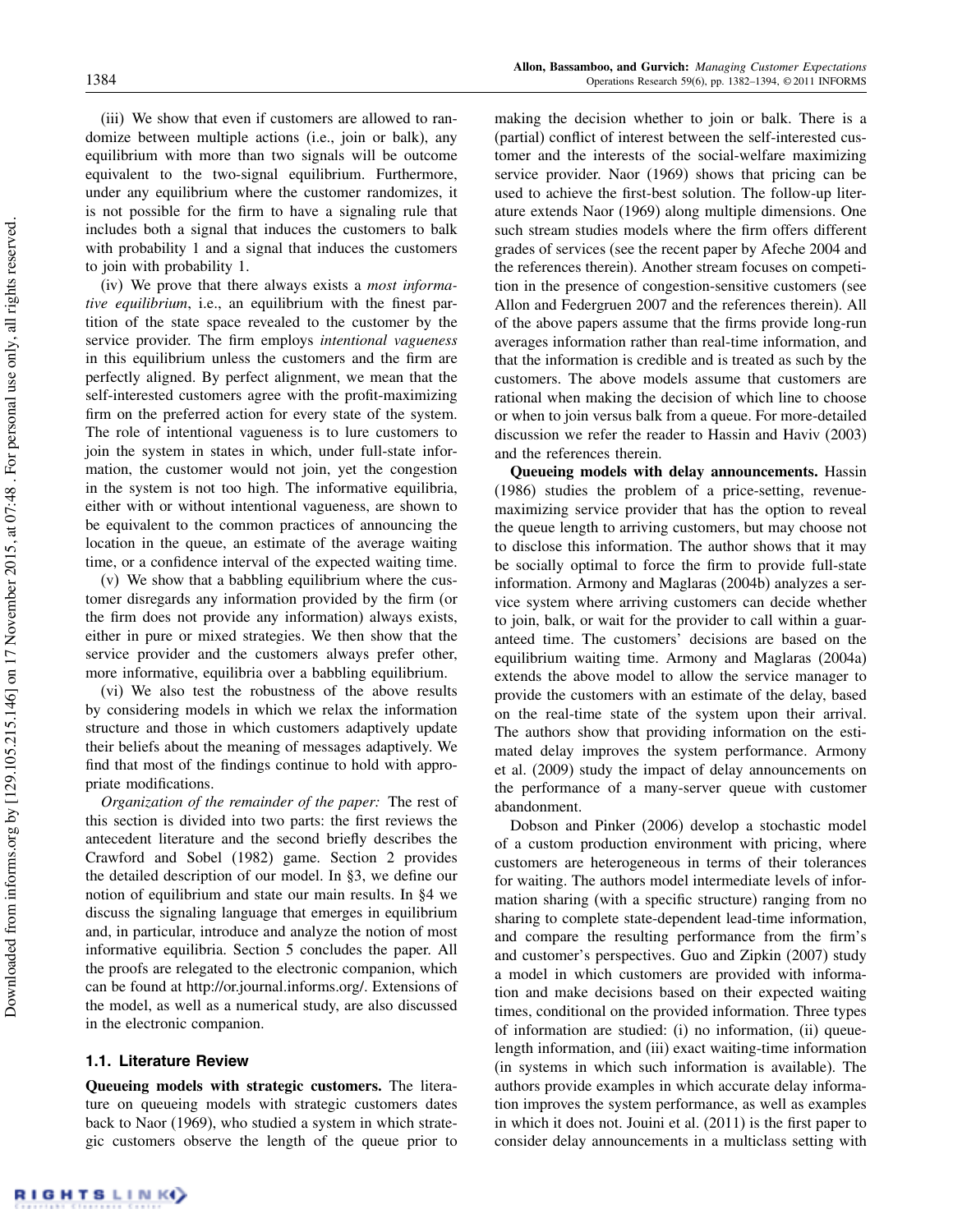(iii) We show that even if customers are allowed to randomize between multiple actions (i.e., join or balk), any equilibrium with more than two signals will be outcome equivalent to the two-signal equilibrium. Furthermore, under any equilibrium where the customer randomizes, it is not possible for the firm to have a signaling rule that includes both a signal that induces the customers to balk with probability 1 and a signal that induces the customers to join with probability 1.

(iv) We prove that there always exists a *most informative equilibrium*, i.e., an equilibrium with the finest partition of the state space revealed to the customer by the service provider. The firm employs *intentional vagueness* in this equilibrium unless the customers and the firm are perfectly aligned. By perfect alignment, we mean that the self-interested customers agree with the profit-maximizing firm on the preferred action for every state of the system. The role of intentional vagueness is to lure customers to join the system in states in which, under full-state information, the customer would not join, yet the congestion in the system is not too high. The informative equilibria, either with or without intentional vagueness, are shown to be equivalent to the common practices of announcing the location in the queue, an estimate of the average waiting time, or a confidence interval of the expected waiting time.

(v) We show that a babbling equilibrium where the customer disregards any information provided by the firm (or the firm does not provide any information) always exists, either in pure or mixed strategies. We then show that the service provider and the customers always prefer other, more informative, equilibria over a babbling equilibrium.

(vi) We also test the robustness of the above results by considering models in which we relax the information structure and those in which customers adaptively update their beliefs about the meaning of messages adaptively. We find that most of the findings continue to hold with appropriate modifications.

*Organization of the remainder of the paper:* The rest of this section is divided into two parts: the first reviews the antecedent literature and the second briefly describes the Crawford and Sobel (1982) game. Section 2 provides the detailed description of our model. In §3, we define our notion of equilibrium and state our main results. In §4 we discuss the signaling language that emerges in equilibrium and, in particular, introduce and analyze the notion of most informative equilibria. Section 5 concludes the paper. All the proofs are relegated to the electronic companion, which can be found at http://or.journal.informs.org/. Extensions of the model, as well as a numerical study, are also discussed in the electronic companion.

### 1.1. Literature Review

**Queueing models with strategic customers.** The literature on queueing models with strategic customers dates back to Naor (1969), who studied a system in which strategic customers observe the length of the queue prior to making the decision whether to join or balk. There is a (partial) conflict of interest between the self-interested customer and the interests of the social-welfare maximizing service provider. Naor (1969) shows that pricing can be used to achieve the first-best solution. The follow-up literature extends Naor (1969) along multiple dimensions. One such stream studies models where the firm offers different grades of services (see the recent paper by Afeche 2004 and the references therein). Another stream focuses on competition in the presence of congestion-sensitive customers (see Allon and Federgruen 2007 and the references therein). All of the above papers assume that the firms provide long-run averages information rather than real-time information, and that the information is credible and is treated as such by the customers. The above models assume that customers are rational when making the decision of which line to choose or when to join versus balk from a queue. For more-detailed discussion we refer the reader to Hassin and Haviv (2003) and the references therein.

**Queueing models with delay announcements.** Hassin (1986) studies the problem of a price-setting, revenue-maximizing service provider that has the option to reveal the queue length to arriving customers, but may choose not to disclose this information. The author shows that it may be socially optimal to force the firm to provide full-state information. Armony and Maglaras (2004b) analyzes a service system where arriving customers can decide whether to join, balk, or wait for the provider to call within a guaranteed time. The customers' decisions are based on the equilibrium waiting time. Armony and Maglaras (2004a) extends the above model to allow the service manager to provide the customers with an estimate of the delay, based on the real-time state of the system upon their arrival. The authors show that providing information on the estimated delay improves the system performance. Armony et al. (2009) study the impact of delay announcements on the performance of a many-server queue with customer abandonment.

Dobson and Pinker (2006) develop a stochastic model of a custom production environment with pricing, where customers are heterogeneous in terms of their tolerances for waiting. The authors model intermediate levels of information sharing (with a specific structure) ranging from no sharing to complete state-dependent lead-time information, and compare the resulting performance from the firm's and customer's perspectives. Guo and Zipkin (2007) study a model in which customers are provided with information and make decisions based on their expected waiting times, conditional on the provided information. Three types of information are studied: (i) no information, (ii) queue-length information, and (iii) exact waiting-time information (in systems in which such information is available). The authors provide examples in which accurate delay information improves the system performance, as well as examples in which it does not. Jouini et al. (2011) is the first paper to consider delay announcements in a multiclass setting with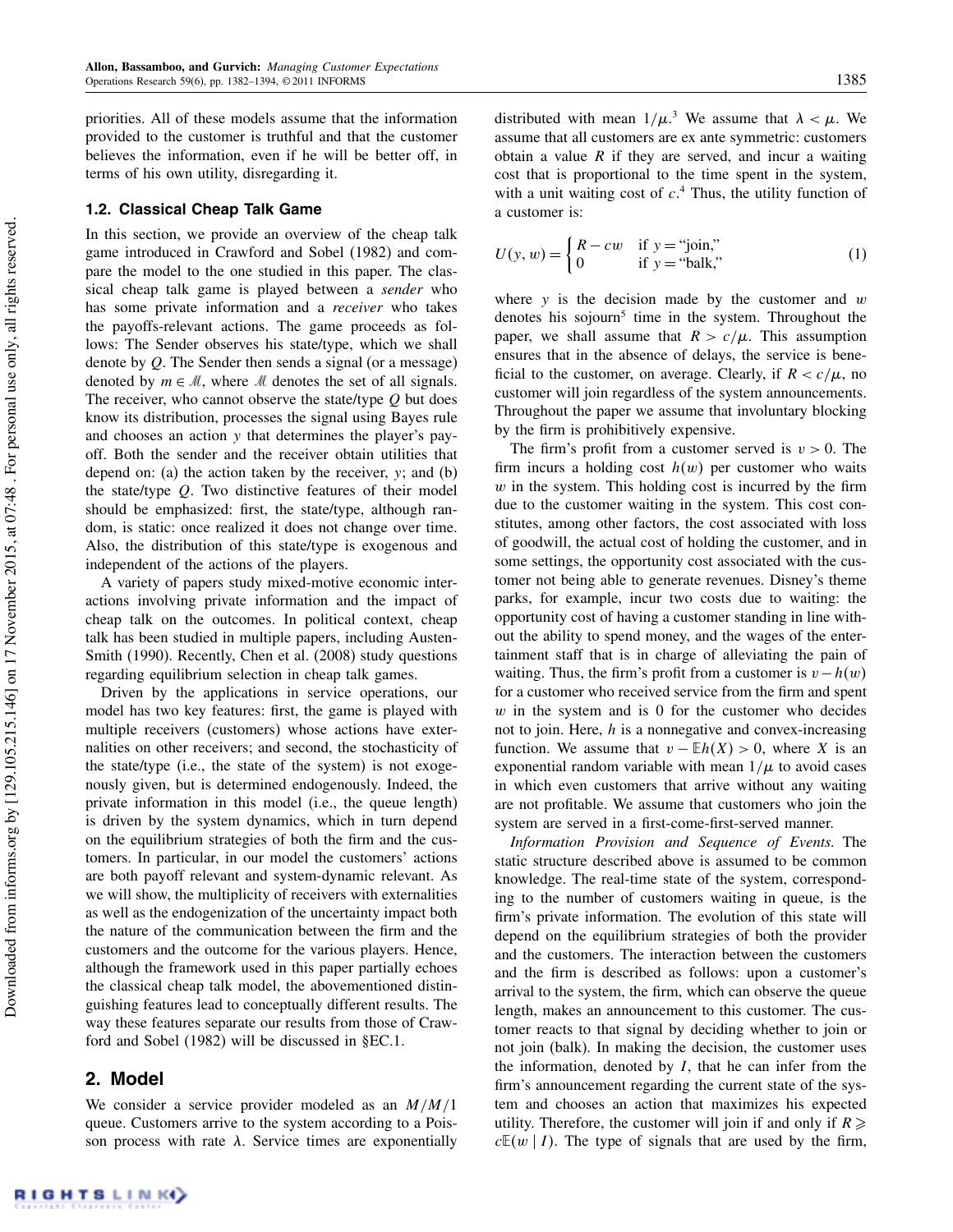priorities. All of these models assume that the information provided to the customer is truthful and that the customer believes the information, even if he will be better off, in terms of his own utility, disregarding it.

### 1.2. Classical Cheap Talk Game

In this section, we provide an overview of the cheap talk game introduced in Crawford and Sobel (1982) and compare the model to the one studied in this paper. The classical cheap talk game is played between a *sender* who has some private information and a *receiver* who takes the payoffs-relevant actions. The game proceeds as follows: The Sender observes his state/type, which we shall denote by $Q$. The Sender then sends a signal (or a message) denoted by $m \in \mathcal{M}$, where $\mathcal{M}$ denotes the set of all signals. The receiver, who cannot observe the state/type $Q$ but does know its distribution, processes the signal using Bayes rule and chooses an action $y$ that determines the player's payoff. Both the sender and the receiver obtain utilities that depend on: (a) the action taken by the receiver, $y$; and (b) the state/type $Q$. Two distinctive features of their model should be emphasized: first, the state/type, although random, is static: once realized it does not change over time. Also, the distribution of this state/type is exogenous and independent of the actions of the players.

A variety of papers study mixed-motive economic interactions involving private information and the impact of cheap talk on the outcomes. In political context, cheap talk has been studied in multiple papers, including Austen-Smith (1990). Recently, Chen et al. (2008) study questions regarding equilibrium selection in cheap talk games.

Driven by the applications in service operations, our model has two key features: first, the game is played with multiple receivers (customers) whose actions have externalities on other receivers; and second, the stochasticity of the state/type (i.e., the state of the system) is not exogenously given, but is determined endogenously. Indeed, the private information in this model (i.e., the queue length) is driven by the system dynamics, which in turn depend on the equilibrium strategies of both the firm and the customers. In particular, in our model the customers' actions are both payoff relevant and system-dynamic relevant. As we will show, the multiplicity of receivers with externalities as well as the endogenization of the uncertainty impact both the nature of the communication between the firm and the customers and the outcome for the various players. Hence, although the framework used in this paper partially echoes the classical cheap talk model, the abovementioned distinguishing features lead to conceptually different results. The way these features separate our results from those of Crawford and Sobel (1982) will be discussed in §EC.1.

## 2. Model

We consider a service provider modeled as an $M/M/1$ queue. Customers arrive to the system according to a Poisson process with rate $\lambda$. Service times are exponentially distributed with mean $1/\mu$.[3] We assume that $\lambda < \mu$. We assume that all customers are ex ante symmetric: customers obtain a value $R$ if they are served, and incur a waiting cost that is proportional to the time spent in the system, with a unit waiting cost of $c$.[4] Thus, the utility function of a customer is:

$$U(y, w) = \begin{cases} R - cw & \text{if } y = \text{"join,"} \\ 0 & \text{if } y = \text{"balk,"} \end{cases} \tag{1}$$

where $y$ is the decision made by the customer and $w$ denotes his sojourn[5] time in the system. Throughout the paper, we shall assume that $R > c/\mu$. This assumption ensures that in the absence of delays, the service is beneficial to the customer, on average. Clearly, if $R < c/\mu$, no customer will join regardless of the system announcements. Throughout the paper we assume that involuntary blocking by the firm is prohibitively expensive.

The firm's profit from a customer served is $v > 0$. The firm incurs a holding cost $h(w)$ per customer who waits $w$ in the system. This holding cost is incurred by the firm due to the customer waiting in the system. This cost constitutes, among other factors, the cost associated with loss of goodwill, the actual cost of holding the customer, and in some settings, the opportunity cost associated with the customer not being able to generate revenues. Disney's theme parks, for example, incur two costs due to waiting: the opportunity cost of having a customer standing in line without the ability to spend money, and the wages of the entertainment staff that is in charge of alleviating the pain of waiting. Thus, the firm's profit from a customer is $v - h(w)$ for a customer who received service from the firm and spent $w$ in the system and is 0 for the customer who decides not to join. Here, $h$ is a nonnegative and convex-increasing function. We assume that $v - \mathbb{E}h(X) > 0$, where $X$ is an exponential random variable with mean $1/\mu$ to avoid cases in which even customers that arrive without any waiting are not profitable. We assume that customers who join the system are served in a first-come-first-served manner.

*Information Provision and Sequence of Events.* The static structure described above is assumed to be common knowledge. The real-time state of the system, corresponding to the number of customers waiting in queue, is the firm's private information. The evolution of this state will depend on the equilibrium strategies of both the provider and the customers. The interaction between the customers and the firm is described as follows: upon a customer's arrival to the system, the firm, which can observe the queue length, makes an announcement to this customer. The customer reacts to that signal by deciding whether to join or not join (balk). In making the decision, the customer uses the information, denoted by $I$, that he can infer from the firm's announcement regarding the current state of the system and chooses an action that maximizes his expected utility. Therefore, the customer will join if and only if $R \geqslant c\mathbb{E}(w \mid I)$. The type of signals that are used by the firm,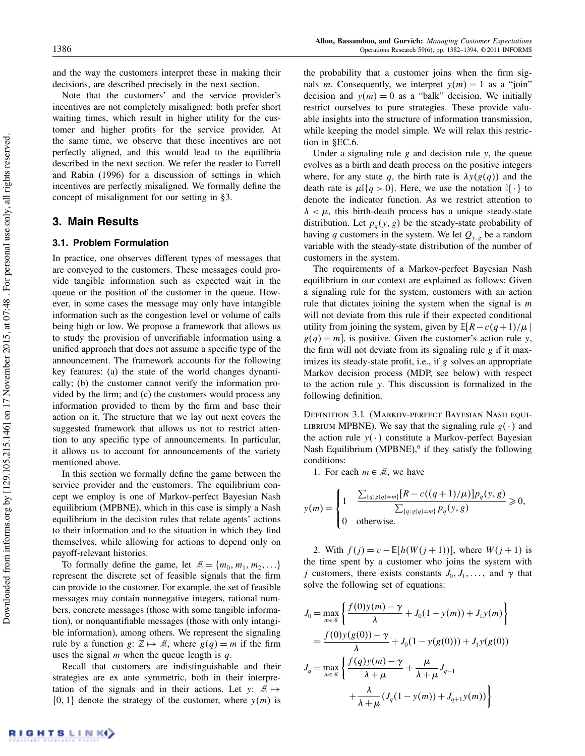and the way the customers interpret these in making their decisions, are described precisely in the next section.

Note that the customers' and the service provider's incentives are not completely misaligned: both prefer short waiting times, which result in higher utility for the customer and higher profits for the service provider. At the same time, we observe that these incentives are not perfectly aligned, and this would lead to the equilibria described in the next section. We refer the reader to Farrell and Rabin (1996) for a discussion of settings in which incentives are perfectly misaligned. We formally define the concept of misalignment for our setting in §3.

## 3. Main Results

### 3.1. Problem Formulation

In practice, one observes different types of messages that are conveyed to the customers. These messages could provide tangible information such as expected wait in the queue or the position of the customer in the queue. However, in some cases the message may only have intangible information such as the congestion level or volume of calls being high or low. We propose a framework that allows us to study the provision of unverifiable information using a unified approach that does not assume a specific type of the announcement. The framework accounts for the following key features: (a) the state of the world changes dynamically; (b) the customer cannot verify the information provided by the firm; and (c) the customers would process any information provided to them by the firm and base their action on it. The structure that we lay out next covers the suggested framework that allows us not to restrict attention to any specific type of announcements. In particular, it allows us to account for announcements of the variety mentioned above.

In this section we formally define the game between the service provider and the customers. The equilibrium concept we employ is one of Markov-perfect Bayesian Nash equilibrium (MPBNE), which in this case is simply a Nash equilibrium in the decision rules that relate agents' actions to their information and to the situation in which they find themselves, while allowing for actions to depend only on payoff-relevant histories.

To formally define the game, let $\mathcal{M} = \{m_0, m_1, m_2, \ldots\}$ represent the discrete set of feasible signals that the firm can provide to the customer. For example, the set of feasible messages may contain nonnegative integers, rational numbers, concrete messages (those with some tangible information), or nonquantifiable messages (those with only intangible information), among others. We represent the signaling rule by a function $g: \mathbb{Z} \mapsto \mathcal{M}$, where $g(q) = m$ if the firm uses the signal $m$ when the queue length is $q$.

Recall that customers are indistinguishable and their strategies are ex ante symmetric, both in their interpretation of the signals and in their actions. Let $y: \mathcal{M} \mapsto \{0, 1\}$ denote the strategy of the customer, where $y(m)$ is the probability that a customer joins when the firm signals $m$. Consequently, we interpret $y(m) = 1$ as a "join" decision and $y(m) = 0$ as a "balk" decision. We initially restrict ourselves to pure strategies. These provide valuable insights into the structure of information transmission, while keeping the model simple. We will relax this restriction in §EC.6.

Under a signaling rule $g$ and decision rule $y$, the queue evolves as a birth and death process on the positive integers where, for any state $q$, the birth rate is $\lambda y(g(q))$ and the death rate is $\mu \mathbb{I}\{q > 0\}$. Here, we use the notation $\mathbb{I}\{\cdot\}$ to denote the indicator function. As we restrict attention to $\lambda < \mu$, this birth-death process has a unique steady-state distribution. Let $p_q(y, g)$ be the steady-state probability of having $q$ customers in the system. We let $Q_{y,g}$ be a random variable with the steady-state distribution of the number of customers in the system.

The requirements of a Markov-perfect Bayesian Nash equilibrium in our context are explained as follows: Given a signaling rule for the system, customers with an action rule that dictates joining the system when the signal is $m$ will not deviate from this rule if their expected conditional utility from joining the system, given by $\mathbb{E}[R - c(q+1)/\mu \mid g(q) = m]$, is positive. Given the customer's action rule $y$, the firm will not deviate from its signaling rule $g$ if it maximizes its steady-state profit, i.e., if $g$ solves an appropriate Markov decision process (MDP, see below) with respect to the action rule $y$. This discussion is formalized in the following definition.

Definition 3.1. (Markov-perfect Bayesian Nash equilibrium MPBNE). We say that the signaling rule $g(\cdot)$ and the action rule $y(\cdot)$ constitute a Markov-perfect Bayesian Nash Equilibrium (MPBNE),[6] if they satisfy the following conditions:

1. For each $m \in \mathcal{M}$, we have

$$y(m) = \begin{cases} 1 & \dfrac{\sum_{\{q: g(q)=m\}} [R - c((q+1)/\mu)] p_q(y, g)}{\sum_{\{q: g(q)=m\}} p_q(y, g)} \geqslant 0, \\ 0 & \text{otherwise.} \end{cases}$$

2. With $f(j) = v - \mathbb{E}[h(W(j+1))]$, where $W(j+1)$ is the time spent by a customer who joins the system with $j$ customers, there exists constants $J_0, J_1, \ldots,$ and $\gamma$ that solve the following set of equations:

$$\begin{aligned} J_0 &= \max_{m \in \mathcal{M}} \left\{ \frac{f(0) y(m) - \gamma}{\lambda} + J_0(1 - y(m)) + J_1 y(m) \right\} \\ &= \frac{f(0) y(g(0)) - \gamma}{\lambda} + J_0(1 - y(g(0))) + J_1 y(g(0)) \\ J_q &= \max_{m \in \mathcal{M}} \left\{ \frac{f(q) y(m) - \gamma}{\lambda + \mu} + \frac{\mu}{\lambda + \mu} J_{q-1} \right. \\ &\qquad \left. + \frac{\lambda}{\lambda + \mu} (J_q(1 - y(m)) + J_{q+1} y(m)) \right\} \end{aligned}$$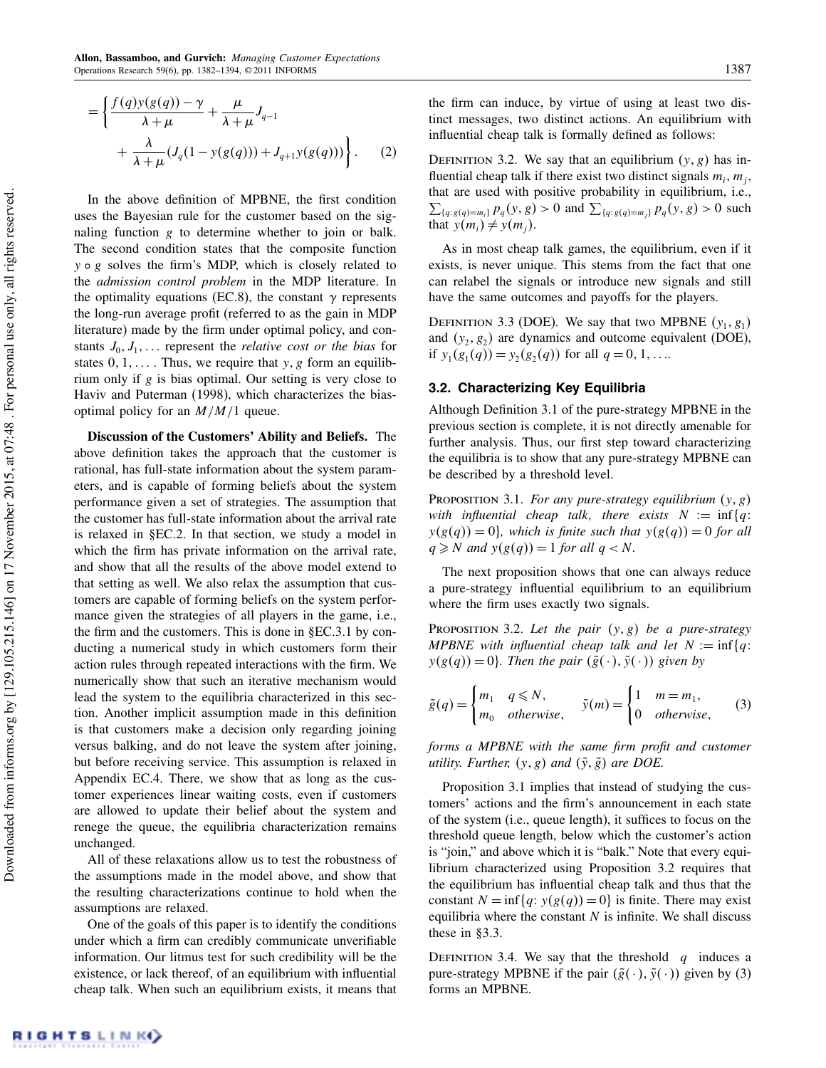$$
= \left\{ \frac{f(q)y(g(q)) - \gamma}{\lambda + \mu} + \frac{\mu}{\lambda + \mu} J_{q-1} + \frac{\lambda}{\lambda + \mu} (J_q(1 - y(g(q))) + J_{q+1} y(g(q))) \right\}. \quad (2)
$$

In the above definition of MPBNE, the first condition uses the Bayesian rule for the customer based on the signaling function $g$ to determine whether to join or balk. The second condition states that the composite function $y \circ g$ solves the firm's MDP, which is closely related to the *admission control problem* in the MDP literature. In the optimality equations (EC.8), the constant $\gamma$ represents the long-run average profit (referred to as the gain in MDP literature) made by the firm under optimal policy, and constants $J_0, J_1, \ldots$ represent the *relative cost or the bias* for states $0, 1, \ldots$. Thus, we require that $y, g$ form an equilibrium only if $g$ is bias optimal. Our setting is very close to Haviv and Puterman (1998), which characterizes the bias-optimal policy for an $M/M/1$ queue.

**Discussion of the Customers' Ability and Beliefs.** The above definition takes the approach that the customer is rational, has full-state information about the system parameters, and is capable of forming beliefs about the system performance given a set of strategies. The assumption that the customer has full-state information about the arrival rate is relaxed in §EC.2. In that section, we study a model in which the firm has private information on the arrival rate, and show that all the results of the above model extend to that setting as well. We also relax the assumption that customers are capable of forming beliefs on the system performance given the strategies of all players in the game, i.e., the firm and the customers. This is done in §EC.3.1 by conducting a numerical study in which customers form their action rules through repeated interactions with the firm. We numerically show that such an iterative mechanism would lead the system to the equilibria characterized in this section. Another implicit assumption made in this definition is that customers make a decision only regarding joining versus balking, and do not leave the system after joining, but before receiving service. This assumption is relaxed in Appendix EC.4. There, we show that as long as the customer experiences linear waiting costs, even if customers are allowed to update their belief about the system and renege the queue, the equilibria characterization remains unchanged.

All of these relaxations allow us to test the robustness of the assumptions made in the model above, and show that the resulting characterizations continue to hold when the assumptions are relaxed.

One of the goals of this paper is to identify the conditions under which a firm can credibly communicate unverifiable information. Our litmus test for such credibility will be the existence, or lack thereof, of an equilibrium with influential cheap talk. When such an equilibrium exists, it means that the firm can induce, by virtue of using at least two distinct messages, two distinct actions. An equilibrium with influential cheap talk is formally defined as follows:

Definition 3.2. We say that an equilibrium $(y, g)$ has influential cheap talk if there exist two distinct signals $m_i, m_j$, that are used with positive probability in equilibrium, i.e., $\sum_{\{q: g(q)=m_i\}} p_q(y, g) > 0$ and $\sum_{\{q: g(q)=m_j\}} p_q(y, g) > 0$ such that $y(m_i) \neq y(m_j)$.

As in most cheap talk games, the equilibrium, even if it exists, is never unique. This stems from the fact that one can relabel the signals or introduce new signals and still have the same outcomes and payoffs for the players.

Definition 3.3 (DOE). We say that two MPBNE $(y_1, g_1)$ and $(y_2, g_2)$ are dynamics and outcome equivalent (DOE), if $y_1(g_1(q)) = y_2(g_2(q))$ for all $q = 0, 1, \ldots$.

### 3.2. Characterizing Key Equilibria

Although Definition 3.1 of the pure-strategy MPBNE in the previous section is complete, it is not directly amenable for further analysis. Thus, our first step toward characterizing the equilibria is to show that any pure-strategy MPBNE can be described by a threshold level.

Proposition 3.1. *For any pure-strategy equilibrium $(y, g)$ with influential cheap talk, there exists $N := \inf\{q: y(g(q)) = 0\}$, which is finite such that $y(g(q)) = 0$ for all $q \geqslant N$ and $y(g(q)) = 1$ for all $q < N$.*

The next proposition shows that one can always reduce a pure-strategy influential equilibrium to an equilibrium where the firm uses exactly two signals.

Proposition 3.2. *Let the pair $(y, g)$ be a pure-strategy MPBNE with influential cheap talk and let $N := \inf\{q: y(g(q)) = 0\}$. Then the pair $(\tilde{g}(\cdot), \tilde{y}(\cdot))$ given by*

$$
\tilde{g}(q) = \begin{cases} m_1 & q \leqslant N, \\ m_0 & \textit{otherwise}, \end{cases} \qquad \tilde{y}(m) = \begin{cases} 1 & m = m_1, \\ 0 & \textit{otherwise}, \end{cases} \quad (3)
$$

*forms a MPBNE with the same firm profit and customer utility. Further, $(y, g)$ and $(\tilde{y}, \tilde{g})$ are DOE.*

Proposition 3.1 implies that instead of studying the customers' actions and the firm's announcement in each state of the system (i.e., queue length), it suffices to focus on the threshold queue length, below which the customer's action is "join," and above which it is "balk." Note that every equilibrium characterized using Proposition 3.2 requires that the equilibrium has influential cheap talk and thus that the constant $N = \inf\{q: y(g(q)) = 0\}$ is finite. There may exist equilibria where the constant $N$ is infinite. We shall discuss these in §3.3.

Definition 3.4. We say that the threshold $q$ induces a pure-strategy MPBNE if the pair $(\tilde{g}(\cdot), \tilde{y}(\cdot))$ given by (3) forms an MPBNE.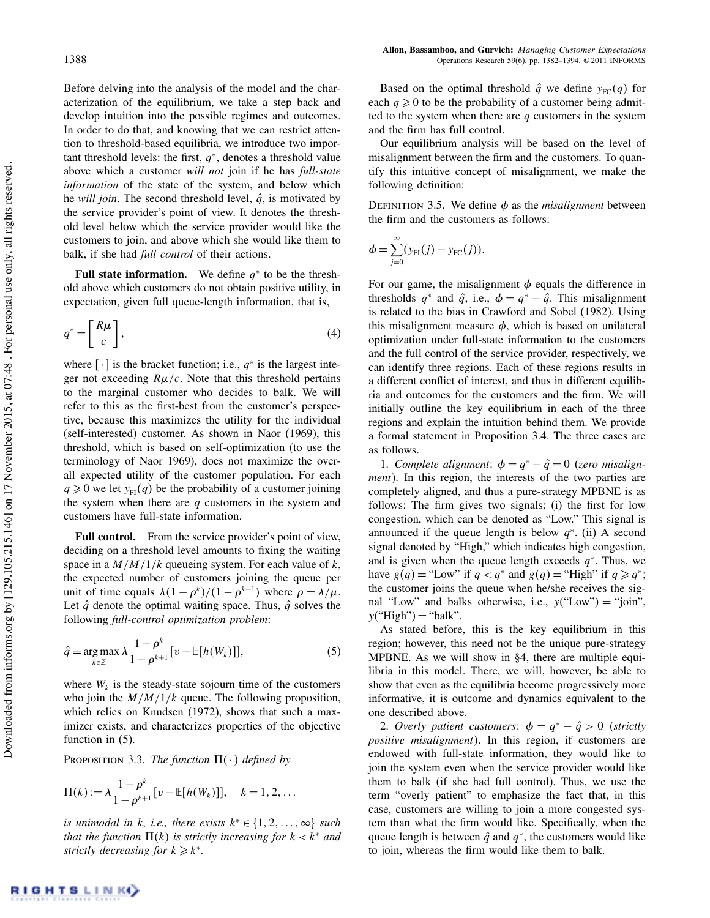Before delving into the analysis of the model and the characterization of the equilibrium, we take a step back and develop intuition into the possible regimes and outcomes. In order to do that, and knowing that we can restrict attention to threshold-based equilibria, we introduce two important threshold levels: the first, $q^*$, denotes a threshold value above which a customer *will not* join if he has *full-state information* of the state of the system, and below which he *will join*. The second threshold level, $\hat{q}$, is motivated by the service provider's point of view. It denotes the threshold level below which the service provider would like the customers to join, and above which she would like them to balk, if she had *full control* of their actions.

**Full state information.** We define $q^*$ to be the threshold above which customers do not obtain positive utility, in expectation, given full queue-length information, that is,

$$q^* = \left[ \frac{R\mu}{c} \right], \tag{4}$$

where $[\cdot]$ is the bracket function; i.e., $q^*$ is the largest integer not exceeding $R\mu/c$. Note that this threshold pertains to the marginal customer who decides to balk. We will refer to this as the first-best from the customer's perspective, because this maximizes the utility for the individual (self-interested) customer. As shown in Naor (1969), this threshold, which is based on self-optimization (to use the terminology of Naor 1969), does not maximize the overall expected utility of the customer population. For each $q \geqslant 0$ we let $y_{\mathrm{FI}}(q)$ be the probability of a customer joining the system when there are $q$ customers in the system and customers have full-state information.

**Full control.** From the service provider's point of view, deciding on a threshold level amounts to fixing the waiting space in a $M/M/1/k$ queueing system. For each value of $k$, the expected number of customers joining the queue per unit of time equals $\lambda(1-\rho^k)/(1-\rho^{k+1})$ where $\rho = \lambda/\mu$. Let $\hat{q}$ denote the optimal waiting space. Thus, $\hat{q}$ solves the following *full-control optimization problem*:

$$\hat{q} = \arg\max_{k \in \mathbb{Z}_+} \lambda \frac{1-\rho^k}{1-\rho^{k+1}} [v - \mathbb{E}[h(W_k)]], \tag{5}$$

where $W_k$ is the steady-state sojourn time of the customers who join the $M/M/1/k$ queue. The following proposition, which relies on Knudsen (1972), shows that such a maximizer exists, and characterizes properties of the objective function in (5).

Proposition 3.3. *The function* $\Pi(\cdot)$ *defined by*

$$\Pi(k) := \lambda \frac{1-\rho^k}{1-\rho^{k+1}} [v - \mathbb{E}[h(W_k)]], \quad k = 1, 2, \ldots$$

*is unimodal in* $k$, *i.e., there exists* $k^* \in \{1, 2, \ldots, \infty\}$ *such that the function* $\Pi(k)$ *is strictly increasing for* $k < k^*$ *and strictly decreasing for* $k \geqslant k^*$.

Based on the optimal threshold $\hat{q}$ we define $y_{\mathrm{FC}}(q)$ for each $q \geqslant 0$ to be the probability of a customer being admitted to the system when there are $q$ customers in the system and the firm has full control.

Our equilibrium analysis will be based on the level of misalignment between the firm and the customers. To quantify this intuitive concept of misalignment, we make the following definition:

Definition 3.5. We define $\phi$ as the *misalignment* between the firm and the customers as follows:

$$\phi = \sum_{j=0}^{\infty} (y_{\mathrm{FI}}(j) - y_{\mathrm{FC}}(j)).$$

For our game, the misalignment $\phi$ equals the difference in thresholds $q^*$ and $\hat{q}$, i.e., $\phi = q^* - \hat{q}$. This misalignment is related to the bias in Crawford and Sobel (1982). Using this misalignment measure $\phi$, which is based on unilateral optimization under full-state information to the customers and the full control of the service provider, respectively, we can identify three regions. Each of these regions results in a different conflict of interest, and thus in different equilibria and outcomes for the customers and the firm. We will initially outline the key equilibrium in each of the three regions and explain the intuition behind them. We provide a formal statement in Proposition 3.4. The three cases are as follows.

1. *Complete alignment*: $\phi = q^* - \hat{q} = 0$ (*zero misalignment*). In this region, the interests of the two parties are completely aligned, and thus a pure-strategy MPBNE is as follows: The firm gives two signals: (i) the first for low congestion, which can be denoted as "Low." This signal is announced if the queue length is below $q^*$. (ii) A second signal denoted by "High," which indicates high congestion, and is given when the queue length exceeds $q^*$. Thus, we have $g(q) =$ "Low" if $q < q^*$ and $g(q) =$ "High" if $q \geqslant q^*$; the customer joins the queue when he/she receives the signal "Low" and balks otherwise, i.e., $y$("Low") = "join", $y$("High") = "balk".

As stated before, this is the key equilibrium in this region; however, this need not be the unique pure-strategy MPBNE. As we will show in §4, there are multiple equilibria in this model. There, we will, however, be able to show that even as the equilibria become progressively more informative, it is outcome and dynamics equivalent to the one described above.

2. *Overly patient customers*: $\phi = q^* - \hat{q} > 0$ (*strictly positive misalignment*). In this region, if customers are endowed with full-state information, they would like to join the system even when the service provider would like them to balk (if she had full control). Thus, we use the term "overly patient" to emphasize the fact that, in this case, customers are willing to join a more congested system than what the firm would like. Specifically, when the queue length is between $\hat{q}$ and $q^*$, the customers would like to join, whereas the firm would like them to balk.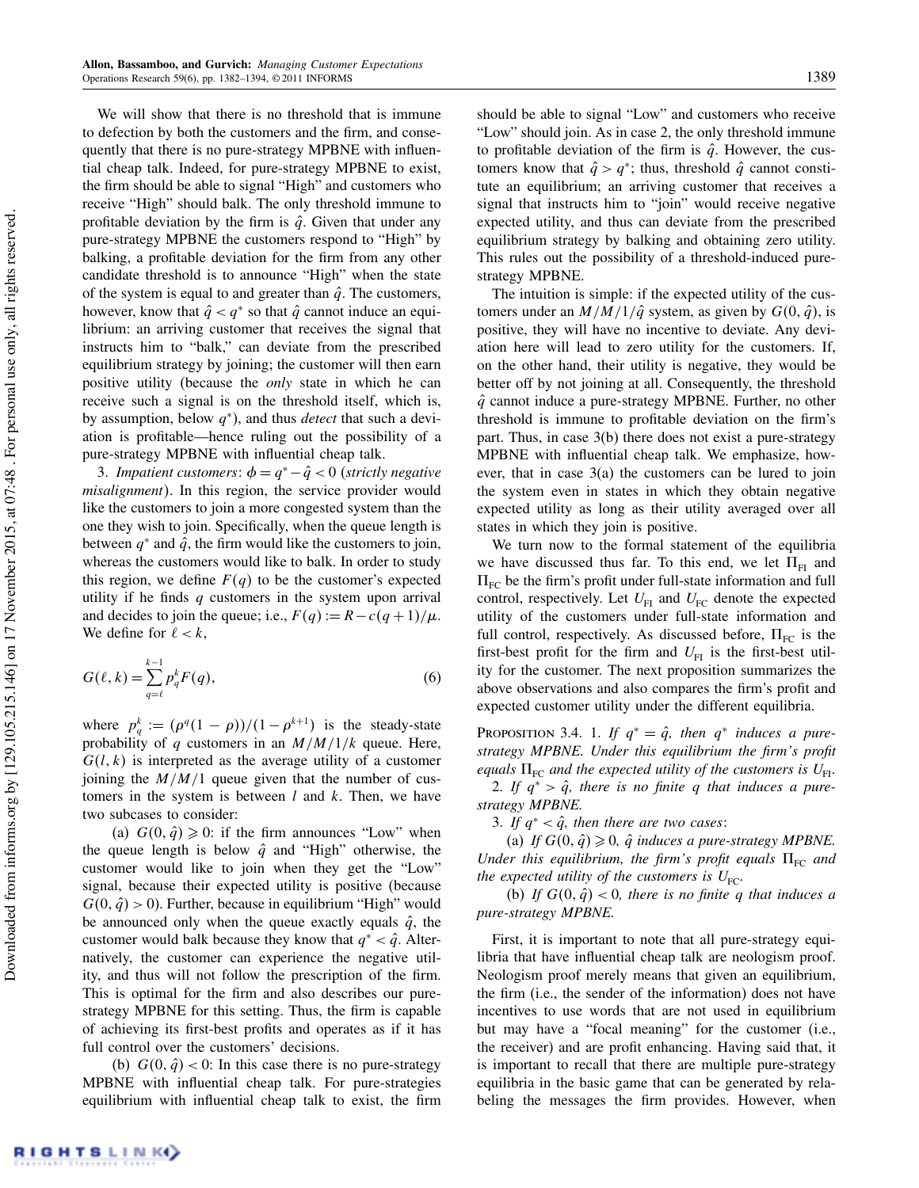We will show that there is no threshold that is immune to defection by both the customers and the firm, and consequently that there is no pure-strategy MPBNE with influential cheap talk. Indeed, for pure-strategy MPBNE to exist, the firm should be able to signal "High" and customers who receive "High" should balk. The only threshold immune to profitable deviation by the firm is $\hat{q}$. Given that under any pure-strategy MPBNE the customers respond to "High" by balking, a profitable deviation for the firm from any other candidate threshold is to announce "High" when the state of the system is equal to and greater than $\hat{q}$. The customers, however, know that $\hat{q} < q^*$ so that $\hat{q}$ cannot induce an equilibrium: an arriving customer that receives the signal that instructs him to "balk," can deviate from the prescribed equilibrium strategy by joining; the customer will then earn positive utility (because the *only* state in which he can receive such a signal is on the threshold itself, which is, by assumption, below $q^*$), and thus *detect* that such a deviation is profitable—hence ruling out the possibility of a pure-strategy MPBNE with influential cheap talk.

3. *Impatient customers*: $\phi = q^* - \hat{q} < 0$ (*strictly negative misalignment*). In this region, the service provider would like the customers to join a more congested system than the one they wish to join. Specifically, when the queue length is between $q^*$ and $\hat{q}$, the firm would like the customers to join, whereas the customers would like to balk. In order to study this region, we define $F(q)$ to be the customer's expected utility if he finds $q$ customers in the system upon arrival and decides to join the queue; i.e., $F(q) := R - c(q+1)/\mu$. We define for $\ell < k$,

$$G(\ell, k) = \sum_{q=\ell}^{k-1} p_q^k F(q), \tag{6}$$

where $p_q^k := (\rho^q(1-\rho))/(1-\rho^{k+1})$ is the steady-state probability of $q$ customers in an $M/M/1/k$ queue. Here, $G(l, k)$ is interpreted as the average utility of a customer joining the $M/M/1$ queue given that the number of customers in the system is between $l$ and $k$. Then, we have two subcases to consider:

(a) $G(0, \hat{q}) \geqslant 0$: if the firm announces "Low" when the queue length is below $\hat{q}$ and "High" otherwise, the customer would like to join when they get the "Low" signal, because their expected utility is positive (because $G(0, \hat{q}) > 0$). Further, because in equilibrium "High" would be announced only when the queue exactly equals $\hat{q}$, the customer would balk because they know that $q^* < \hat{q}$. Alternatively, the customer can experience the negative utility, and thus will not follow the prescription of the firm. This is optimal for the firm and also describes our pure-strategy MPBNE for this setting. Thus, the firm is capable of achieving its first-best profits and operates as if it has full control over the customers' decisions.

(b) $G(0, \hat{q}) < 0$: In this case there is no pure-strategy MPBNE with influential cheap talk. For pure-strategies equilibrium with influential cheap talk to exist, the firm should be able to signal "Low" and customers who receive "Low" should join. As in case 2, the only threshold immune to profitable deviation of the firm is $\hat{q}$. However, the customers know that $\hat{q} > q^*$; thus, threshold $\hat{q}$ cannot constitute an equilibrium; an arriving customer that receives a signal that instructs him to "join" would receive negative expected utility, and thus can deviate from the prescribed equilibrium strategy by balking and obtaining zero utility. This rules out the possibility of a threshold-induced pure-strategy MPBNE.

The intuition is simple: if the expected utility of the customers under an $M/M/1/\hat{q}$ system, as given by $G(0, \hat{q})$, is positive, they will have no incentive to deviate. Any deviation here will lead to zero utility for the customers. If, on the other hand, their utility is negative, they would be better off by not joining at all. Consequently, the threshold $\hat{q}$ cannot induce a pure-strategy MPBNE. Further, no other threshold is immune to profitable deviation on the firm's part. Thus, in case 3(b) there does not exist a pure-strategy MPBNE with influential cheap talk. We emphasize, however, that in case 3(a) the customers can be lured to join the system even in states in which they obtain negative expected utility as long as their utility averaged over all states in which they join is positive.

We turn now to the formal statement of the equilibria we have discussed thus far. To this end, we let $\Pi_{\text{FI}}$ and $\Pi_{\text{FC}}$ be the firm's profit under full-state information and full control, respectively. Let $U_{\text{FI}}$ and $U_{\text{FC}}$ denote the expected utility of the customers under full-state information and full control, respectively. As discussed before, $\Pi_{\text{FC}}$ is the first-best profit for the firm and $U_{\text{FI}}$ is the first-best utility for the customer. The next proposition summarizes the above observations and also compares the firm's profit and expected customer utility under the different equilibria.

Proposition 3.4. 1. *If $q^* = \hat{q}$, then $q^*$ induces a pure-strategy MPBNE. Under this equilibrium the firm's profit equals $\Pi_{\text{FC}}$ and the expected utility of the customers is $U_{\text{FI}}$.*

2. *If $q^* > \hat{q}$, there is no finite $q$ that induces a pure-strategy MPBNE.*

3. *If $q^* < \hat{q}$, then there are two cases:*

(a) *If $G(0, \hat{q}) \geqslant 0$, $\hat{q}$ induces a pure-strategy MPBNE. Under this equilibrium, the firm's profit equals $\Pi_{\text{FC}}$ and the expected utility of the customers is $U_{\text{FC}}$.*

(b) *If $G(0, \hat{q}) < 0$, there is no finite $q$ that induces a pure-strategy MPBNE.*

First, it is important to note that all pure-strategy equilibria that have influential cheap talk are neologism proof. Neologism proof merely means that given an equilibrium, the firm (i.e., the sender of the information) does not have incentives to use words that are not used in equilibrium but may have a "focal meaning" for the customer (i.e., the receiver) and are profit enhancing. Having said that, it is important to recall that there are multiple pure-strategy equilibria in the basic game that can be generated by relabeling the messages the firm provides. However, when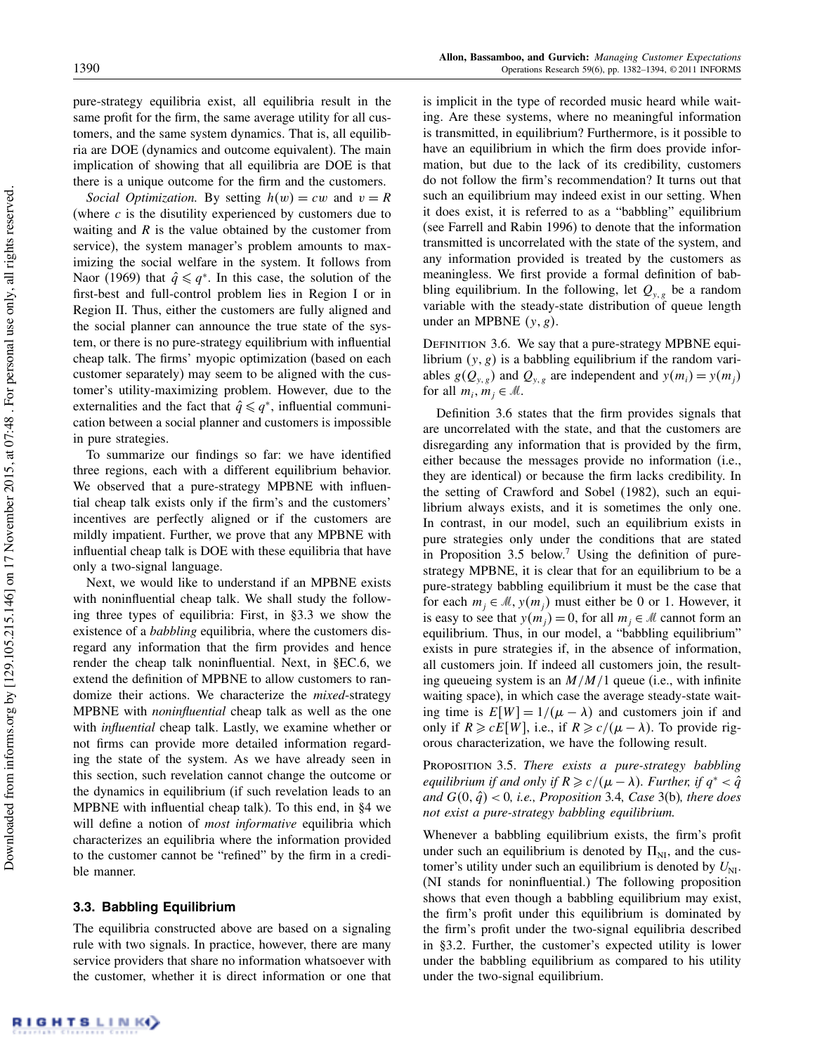pure-strategy equilibria exist, all equilibria result in the same profit for the firm, the same average utility for all customers, and the same system dynamics. That is, all equilibria are DOE (dynamics and outcome equivalent). The main implication of showing that all equilibria are DOE is that there is a unique outcome for the firm and the customers.

*Social Optimization.* By setting $h(w) = cw$ and $v = R$ (where $c$ is the disutility experienced by customers due to waiting and $R$ is the value obtained by the customer from service), the system manager's problem amounts to maximizing the social welfare in the system. It follows from Naor (1969) that $\hat{q} \leqslant q^*$. In this case, the solution of the first-best and full-control problem lies in Region I or in Region II. Thus, either the customers are fully aligned and the social planner can announce the true state of the system, or there is no pure-strategy equilibrium with influential cheap talk. The firms' myopic optimization (based on each customer separately) may seem to be aligned with the customer's utility-maximizing problem. However, due to the externalities and the fact that $\hat{q} \leqslant q^*$, influential communication between a social planner and customers is impossible in pure strategies.

To summarize our findings so far: we have identified three regions, each with a different equilibrium behavior. We observed that a pure-strategy MPBNE with influential cheap talk exists only if the firm's and the customers' incentives are perfectly aligned or if the customers are mildly impatient. Further, we prove that any MPBNE with influential cheap talk is DOE with these equilibria that have only a two-signal language.

Next, we would like to understand if an MPBNE exists with noninfluential cheap talk. We shall study the following three types of equilibria: First, in §3.3 we show the existence of a *babbling* equilibria, where the customers disregard any information that the firm provides and hence render the cheap talk noninfluential. Next, in §EC.6, we extend the definition of MPBNE to allow customers to randomize their actions. We characterize the *mixed*-strategy MPBNE with *noninfluential* cheap talk as well as the one with *influential* cheap talk. Lastly, we examine whether or not firms can provide more detailed information regarding the state of the system. As we have already seen in this section, such revelation cannot change the outcome or the dynamics in equilibrium (if such revelation leads to an MPBNE with influential cheap talk). To this end, in §4 we will define a notion of *most informative* equilibria which characterizes an equilibria where the information provided to the customer cannot be "refined" by the firm in a credible manner.

### 3.3. Babbling Equilibrium

The equilibria constructed above are based on a signaling rule with two signals. In practice, however, there are many service providers that share no information whatsoever with the customer, whether it is direct information or one that is implicit in the type of recorded music heard while waiting. Are these systems, where no meaningful information is transmitted, in equilibrium? Furthermore, is it possible to have an equilibrium in which the firm does provide information, but due to the lack of its credibility, customers do not follow the firm's recommendation? It turns out that such an equilibrium may indeed exist in our setting. When it does exist, it is referred to as a "babbling" equilibrium (see Farrell and Rabin 1996) to denote that the information transmitted is uncorrelated with the state of the system, and any information provided is treated by the customers as meaningless. We first provide a formal definition of babbling equilibrium. In the following, let $Q_{y,g}$ be a random variable with the steady-state distribution of queue length under an MPBNE $(y, g)$.

Definition 3.6. We say that a pure-strategy MPBNE equilibrium $(y, g)$ is a babbling equilibrium if the random variables $g(Q_{y,g})$ and $Q_{y,g}$ are independent and $y(m_i) = y(m_j)$ for all $m_i, m_j \in \mathcal{M}$.

Definition 3.6 states that the firm provides signals that are uncorrelated with the state, and that the customers are disregarding any information that is provided by the firm, either because the messages provide no information (i.e., they are identical) or because the firm lacks credibility. In the setting of Crawford and Sobel (1982), such an equilibrium always exists, and it is sometimes the only one. In contrast, in our model, such an equilibrium exists in pure strategies only under the conditions that are stated in Proposition 3.5 below.[7] Using the definition of pure-strategy MPBNE, it is clear that for an equilibrium to be a pure-strategy babbling equilibrium it must be the case that for each $m_j \in \mathcal{M}$, $y(m_j)$ must either be 0 or 1. However, it is easy to see that $y(m_j) = 0$, for all $m_j \in \mathcal{M}$ cannot form an equilibrium. Thus, in our model, a "babbling equilibrium" exists in pure strategies if, in the absence of information, all customers join. If indeed all customers join, the resulting queueing system is an $M/M/1$ queue (i.e., with infinite waiting space), in which case the average steady-state waiting time is $E[W] = 1/(\mu - \lambda)$ and customers join if and only if $R \geqslant cE[W]$, i.e., if $R \geqslant c/(\mu - \lambda)$. To provide rigorous characterization, we have the following result.

Proposition 3.5. *There exists a pure-strategy babbling equilibrium if and only if $R \geqslant c/(\mu - \lambda)$. Further, if $q^* < \hat{q}$ and $G(0, \hat{q}) < 0$, i.e., Proposition 3.4, Case 3(b), there does not exist a pure-strategy babbling equilibrium.*

Whenever a babbling equilibrium exists, the firm's profit under such an equilibrium is denoted by $\Pi_{\text{NI}}$, and the customer's utility under such an equilibrium is denoted by $U_{\text{NI}}$. (NI stands for noninfluential.) The following proposition shows that even though a babbling equilibrium may exist, the firm's profit under this equilibrium is dominated by the firm's profit under the two-signal equilibria described in §3.2. Further, the customer's expected utility is lower under the babbling equilibrium as compared to his utility under the two-signal equilibrium.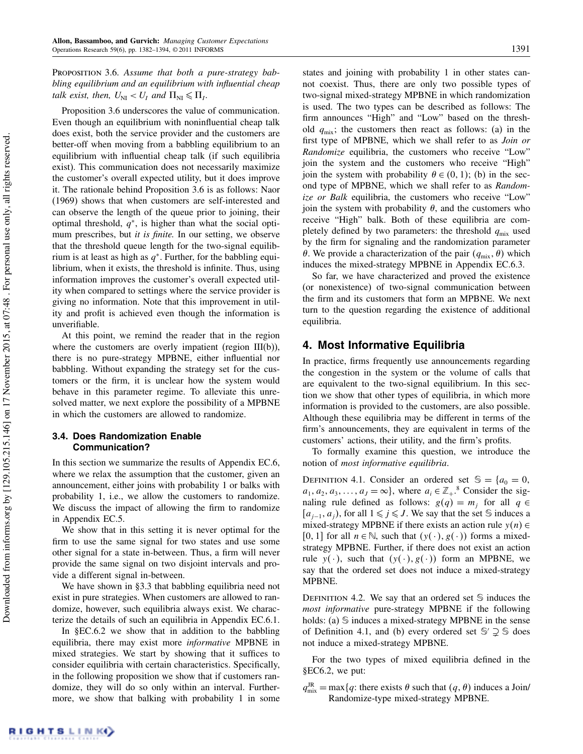PROPOSITION 3.6. *Assume that both a pure-strategy babbling equilibrium and an equilibrium with influential cheap talk exist, then,* $U_{\mathrm{NI}} < U_I$ *and* $\Pi_{\mathrm{NI}} \leqslant \Pi_I$.

Proposition 3.6 underscores the value of communication. Even though an equilibrium with noninfluential cheap talk does exist, both the service provider and the customers are better-off when moving from a babbling equilibrium to an equilibrium with influential cheap talk (if such equilibria exist). This communication does not necessarily maximize the customer's overall expected utility, but it does improve it. The rationale behind Proposition 3.6 is as follows: Naor (1969) shows that when customers are self-interested and can observe the length of the queue prior to joining, their optimal threshold, $q^*$, is higher than what the social optimum prescribes, but *it is finite.* In our setting, we observe that the threshold queue length for the two-signal equilibrium is at least as high as $q^*$. Further, for the babbling equilibrium, when it exists, the threshold is infinite. Thus, using information improves the customer's overall expected utility when compared to settings where the service provider is giving no information. Note that this improvement in utility and profit is achieved even though the information is unverifiable.

At this point, we remind the reader that in the region where the customers are overly impatient (region III(b)), there is no pure-strategy MPBNE, either influential nor babbling. Without expanding the strategy set for the customers or the firm, it is unclear how the system would behave in this parameter regime. To alleviate this unresolved matter, we next explore the possibility of a MPBNE in which the customers are allowed to randomize.

### 3.4. Does Randomization Enable Communication?

In this section we summarize the results of Appendix EC.6, where we relax the assumption that the customer, given an announcement, either joins with probability 1 or balks with probability 1, i.e., we allow the customers to randomize. We discuss the impact of allowing the firm to randomize in Appendix EC.5.

We show that in this setting it is never optimal for the firm to use the same signal for two states and use some other signal for a state in-between. Thus, a firm will never provide the same signal on two disjoint intervals and provide a different signal in-between.

We have shown in §3.3 that babbling equilibria need not exist in pure strategies. When customers are allowed to randomize, however, such equilibria always exist. We characterize the details of such an equilibria in Appendix EC.6.1.

In §EC.6.2 we show that in addition to the babbling equilibria, there may exist more *informative* MPBNE in mixed strategies. We start by showing that it suffices to consider equilibria with certain characteristics. Specifically, in the following proposition we show that if customers randomize, they will do so only within an interval. Furthermore, we show that balking with probability 1 in some states and joining with probability 1 in other states cannot coexist. Thus, there are only two possible types of two-signal mixed-strategy MPBNE in which randomization is used. The two types can be described as follows: The firm announces "High" and "Low" based on the threshold $q_{\mathrm{mix}}$; the customers then react as follows: (a) in the first type of MPBNE, which we shall refer to as *Join or Randomize* equilibria, the customers who receive "Low" join the system and the customers who receive "High" join the system with probability $\theta \in (0, 1)$; (b) in the second type of MPBNE, which we shall refer to as *Randomize or Balk* equilibria, the customers who receive "Low" join the system with probability $\theta$, and the customers who receive "High" balk. Both of these equilibria are completely defined by two parameters: the threshold $q_{\mathrm{mix}}$ used by the firm for signaling and the randomization parameter $\theta$. We provide a characterization of the pair $(q_{\mathrm{mix}}, \theta)$ which induces the mixed-strategy MPBNE in Appendix EC.6.3.

So far, we have characterized and proved the existence (or nonexistence) of two-signal communication between the firm and its customers that form an MPBNE. We next turn to the question regarding the existence of additional equilibria.

## 4. Most Informative Equilibria

In practice, firms frequently use announcements regarding the congestion in the system or the volume of calls that are equivalent to the two-signal equilibrium. In this section we show that other types of equilibria, in which more information is provided to the customers, are also possible. Although these equilibria may be different in terms of the firm's announcements, they are equivalent in terms of the customers' actions, their utility, and the firm's profits.

To formally examine this question, we introduce the notion of *most informative equilibria*.

DEFINITION 4.1. Consider an ordered set $\mathbb{S} = \{a_0 = 0, a_1, a_2, a_3, \ldots, a_J = \infty\}$, where $a_i \in \mathbb{Z}_+$.[8] Consider the signaling rule defined as follows: $g(q) = m_j$ for all $q \in [a_{j-1}, a_j)$, for all $1 \leqslant j \leqslant J$. We say that the set $\mathbb{S}$ induces a mixed-strategy MPBNE if there exists an action rule $y(n) \in [0, 1]$ for all $n \in \mathbb{N}$, such that $(y(\cdot), g(\cdot))$ forms a mixed-strategy MPBNE. Further, if there does not exist an action rule $y(\cdot)$, such that $(y(\cdot), g(\cdot))$ form an MPBNE, we say that the ordered set does not induce a mixed-strategy MPBNE.

DEFINITION 4.2. We say that an ordered set $\mathbb{S}$ induces the *most informative* pure-strategy MPBNE if the following holds: (a) $\mathbb{S}$ induces a mixed-strategy MPBNE in the sense of Definition 4.1, and (b) every ordered set $\mathbb{S}' \supsetneq \mathbb{S}$ does not induce a mixed-strategy MPBNE.

For the two types of mixed equilibria defined in the §EC6.2, we put:

$q_{\mathrm{mix}}^{\mathrm{JR}} = \max\{q$: there exists $\theta$ such that $(q, \theta)$ induces a Join/Randomize-type mixed-strategy MPBNE.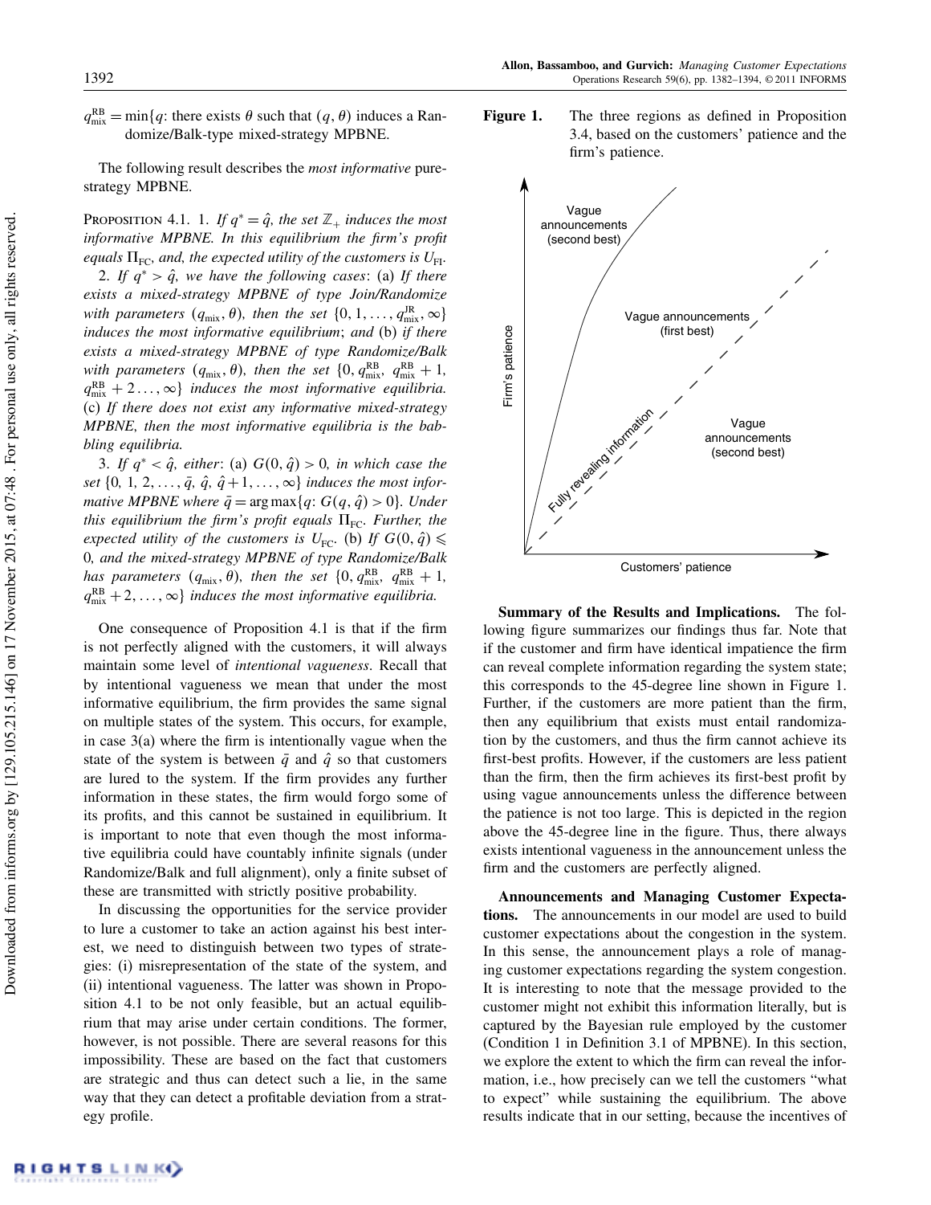$q_{\text{mix}}^{\text{RB}} = \min\{q$: there exists $\theta$ such that $(q, \theta)$ induces a Randomize/Balk-type mixed-strategy MPBNE.

The following result describes the *most informative* pure-strategy MPBNE.

PROPOSITION 4.1. 1. *If $q^* = \hat{q}$, the set $\mathbb{Z}_+$ induces the most informative MPBNE. In this equilibrium the firm's profit equals $\Pi_{\text{FC}}$, and, the expected utility of the customers is $U_{\text{FI}}$.*

2. *If $q^* > \hat{q}$, we have the following cases*: (a) *If there exists a mixed-strategy MPBNE of type Join/Randomize with parameters $(q_{\text{mix}}, \theta)$, then the set $\{0, 1, \ldots, q_{\text{mix}}^{\text{JR}}, \infty\}$ induces the most informative equilibrium*; and (b) *if there exists a mixed-strategy MPBNE of type Randomize/Balk with parameters $(q_{\text{mix}}, \theta)$, then the set $\{0, q_{\text{mix}}^{\text{RB}}, q_{\text{mix}}^{\text{RB}} + 1, q_{\text{mix}}^{\text{RB}} + 2 \ldots, \infty\}$ induces the most informative equilibria.* (c) *If there does not exist any informative mixed-strategy MPBNE, then the most informative equilibria is the babbling equilibrium.*

3. *If $q^* < \hat{q}$, either*: (a) *$G(0, \hat{q}) > 0$, in which case the set $\{0, 1, 2, \ldots, \bar{q}, \hat{q}, \hat{q}+1, \ldots, \infty\}$ induces the most informative MPBNE where $\bar{q} = \arg\max\{q: G(q, \hat{q}) > 0\}$. Under this equilibrium the firm's profit equals $\Pi_{\text{FC}}$. Further, the expected utility of the customers is $U_{\text{FC}}$.* (b) *If $G(0, \hat{q}) \leqslant 0$, and the mixed-strategy MPBNE of type Randomize/Balk has parameters $(q_{\text{mix}}, \theta)$, then the set $\{0, q_{\text{mix}}^{\text{RB}}, q_{\text{mix}}^{\text{RB}} + 1, q_{\text{mix}}^{\text{RB}} + 2, \ldots, \infty\}$ induces the most informative equilibrium.*

One consequence of Proposition 4.1 is that if the firm is not perfectly aligned with the customers, it will always maintain some level of *intentional vagueness*. Recall that by intentional vagueness we mean that under the most informative equilibrium, the firm provides the same signal on multiple states of the system. This occurs, for example, in case 3(a) where the firm is intentionally vague when the state of the system is between $\bar{q}$ and $\hat{q}$ so that customers are lured to the system. If the firm provides any further information in these states, the firm would forgo some of its profits, and this cannot be sustained in equilibrium. It is important to note that even though the most informative equilibria could have countably infinite signals (under Randomize/Balk and full alignment), only a finite subset of these are transmitted with strictly positive probability.

In discussing the opportunities for the service provider to lure a customer to take an action against his best interest, we need to distinguish between two types of strategies: (i) misrepresentation of the state of the system, and (ii) intentional vagueness. The latter was shown in Proposition 4.1 to be not only feasible, but an actual equilibrium that may arise under certain conditions. The former, however, is not possible. There are several reasons for this impossibility. These are based on the fact that customers are strategic and thus can detect such a lie, in the same way that they can detect a profitable deviation from a strategy profile.

**Figure 1.** The three regions as defined in Proposition 3.4, based on the customers' patience and the firm's patience.

**Summary of the Results and Implications.** The following figure summarizes our findings thus far. Note that if the customer and firm have identical impatience the firm can reveal complete information regarding the system state; this corresponds to the 45-degree line shown in Figure 1. Further, if the customers are more patient than the firm, then any equilibrium that exists must entail randomization by the customers, and thus the firm cannot achieve its first-best profits. However, if the customers are less patient than the firm, then the firm achieves its first-best profit by using vague announcements unless the difference between the patience is not too large. This is depicted in the region above the 45-degree line in the figure. Thus, there always exists intentional vagueness in the announcement unless the firm and the customers are perfectly aligned.

**Announcements and Managing Customer Expectations.** The announcements in our model are used to build customer expectations about the congestion in the system. In this sense, the announcement plays a role of managing customer expectations regarding the system congestion. It is interesting to note that the message provided to the customer might not exhibit this information literally, but is captured by the Bayesian rule employed by the customer (Condition 1 in Definition 3.1 of MPBNE). In this section, we explore the extent to which the firm can reveal the information, i.e., how precisely can we tell the customers "what to expect" while sustaining the equilibrium. The above results indicate that in our setting, because the incentives of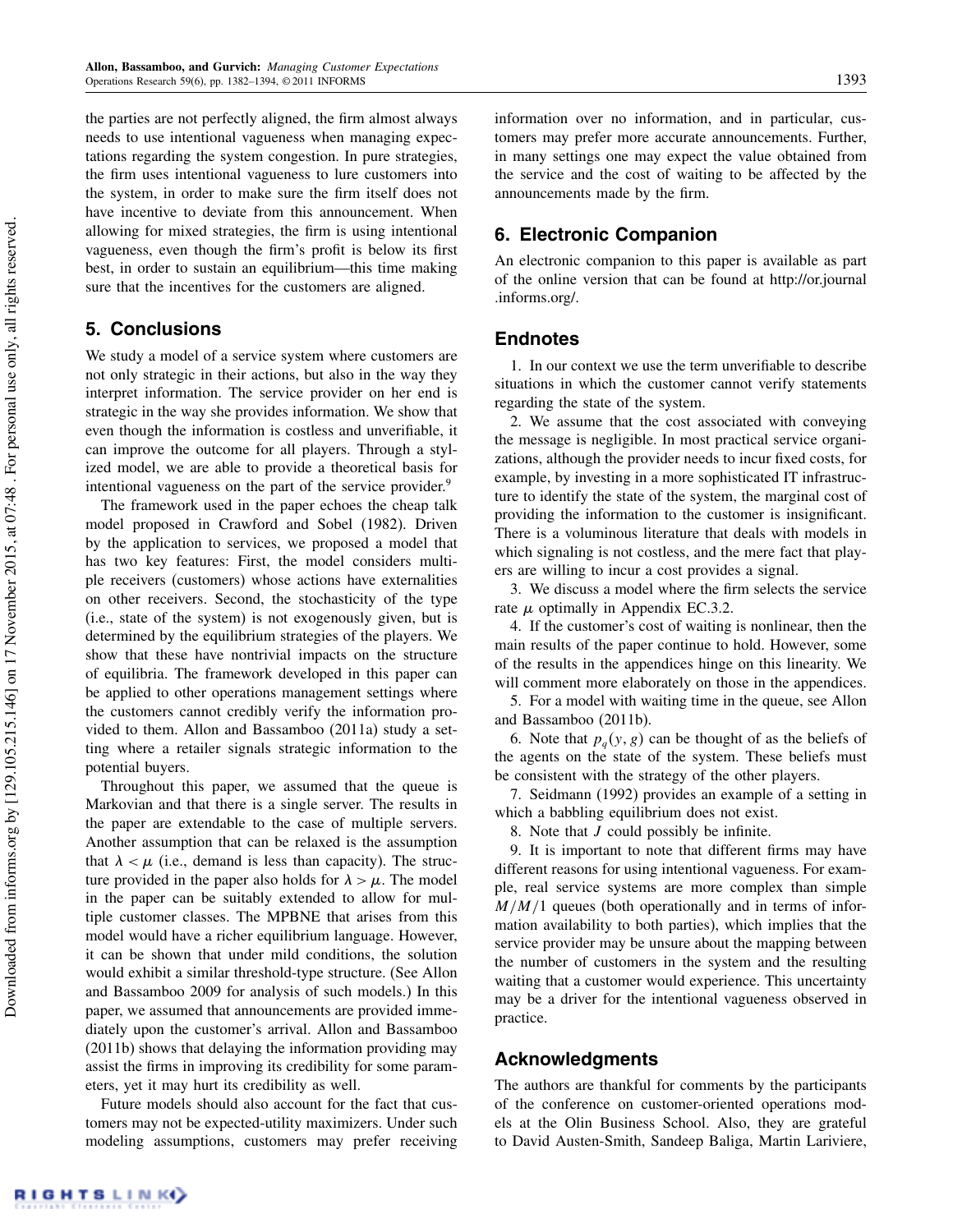the parties are not perfectly aligned, the firm almost always needs to use intentional vagueness when managing expectations regarding the system congestion. In pure strategies, the firm uses intentional vagueness to lure customers into the system, in order to make sure the firm itself does not have incentive to deviate from this announcement. When allowing for mixed strategies, the firm is using intentional vagueness, even though the firm's profit is below its first best, in order to sustain an equilibrium—this time making sure that the incentives for the customers are aligned.

## 5. Conclusions

We study a model of a service system where customers are not only strategic in their actions, but also in the way they interpret information. The service provider on her end is strategic in the way she provides information. We show that even though the information is costless and unverifiable, it can improve the outcome for all players. Through a stylized model, we are able to provide a theoretical basis for intentional vagueness on the part of the service provider.[9]

The framework used in the paper echoes the cheap talk model proposed in Crawford and Sobel (1982). Driven by the application to services, we proposed a model that has two key features: First, the model considers multiple receivers (customers) whose actions have externalities on other receivers. Second, the stochasticity of the type (i.e., state of the system) is not exogenously given, but is determined by the equilibrium strategies of the players. We show that these have nontrivial impacts on the structure of equilibria. The framework developed in this paper can be applied to other operations management settings where the customers cannot credibly verify the information provided to them. Allon and Bassamboo (2011a) study a setting where a retailer signals strategic information to the potential buyers.

Throughout this paper, we assumed that the queue is Markovian and that there is a single server. The results in the paper are extendable to the case of multiple servers. Another assumption that can be relaxed is the assumption that $\lambda < \mu$ (i.e., demand is less than capacity). The structure provided in the paper also holds for $\lambda > \mu$. The model in the paper can be suitably extended to allow for multiple customer classes. The MPBNE that arises from this model would have a richer equilibrium language. However, it can be shown that under mild conditions, the solution would exhibit a similar threshold-type structure. (See Allon and Bassamboo 2009 for analysis of such models.) In this paper, we assumed that announcements are provided immediately upon the customer's arrival. Allon and Bassamboo (2011b) shows that delaying the information providing may assist the firms in improving its credibility for some parameters, yet it may hurt its credibility as well.

Future models should also account for the fact that customers may not be expected-utility maximizers. Under such modeling assumptions, customers may prefer receiving information over no information, and in particular, customers may prefer more accurate announcements. Further, in many settings one may expect the value obtained from the service and the cost of waiting to be affected by the announcements made by the firm.

## 6. Electronic Companion

An electronic companion to this paper is available as part of the online version that can be found at http://or.journal.informs.org/.

## Endnotes

1. In our context we use the term unverifiable to describe situations in which the customer cannot verify statements regarding the state of the system.

2. We assume that the cost associated with conveying the message is negligible. In most practical service organizations, although the provider needs to incur fixed costs, for example, by investing in a more sophisticated IT infrastructure to identify the state of the system, the marginal cost of providing the information to the customer is insignificant. There is a voluminous literature that deals with models in which signaling is not costless, and the mere fact that players are willing to incur a cost provides a signal.

3. We discuss a model where the firm selects the service rate $\mu$ optimally in Appendix EC.3.2.

4. If the customer's cost of waiting is nonlinear, then the main results of the paper continue to hold. However, some of the results in the appendices hinge on this linearity. We will comment more elaborately on those in the appendices.

5. For a model with waiting time in the queue, see Allon and Bassamboo (2011b).

6. Note that $p_q(y, g)$ can be thought of as the beliefs of the agents on the state of the system. These beliefs must be consistent with the strategy of the other players.

7. Seidmann (1992) provides an example of a setting in which a babbling equilibrium does not exist.

8. Note that $J$ could possibly be infinite.

9. It is important to note that different firms may have different reasons for using intentional vagueness. For example, real service systems are more complex than simple $M/M/1$ queues (both operationally and in terms of information availability to both parties), which implies that the service provider may be unsure about the mapping between the number of customers in the system and the resulting waiting that a customer would experience. This uncertainty may be a driver for the intentional vagueness observed in practice.

## Acknowledgments

The authors are thankful for comments by the participants of the conference on customer-oriented operations models at the Olin Business School. Also, they are grateful to David Austen-Smith, Sandeep Baliga, Martin Lariviere,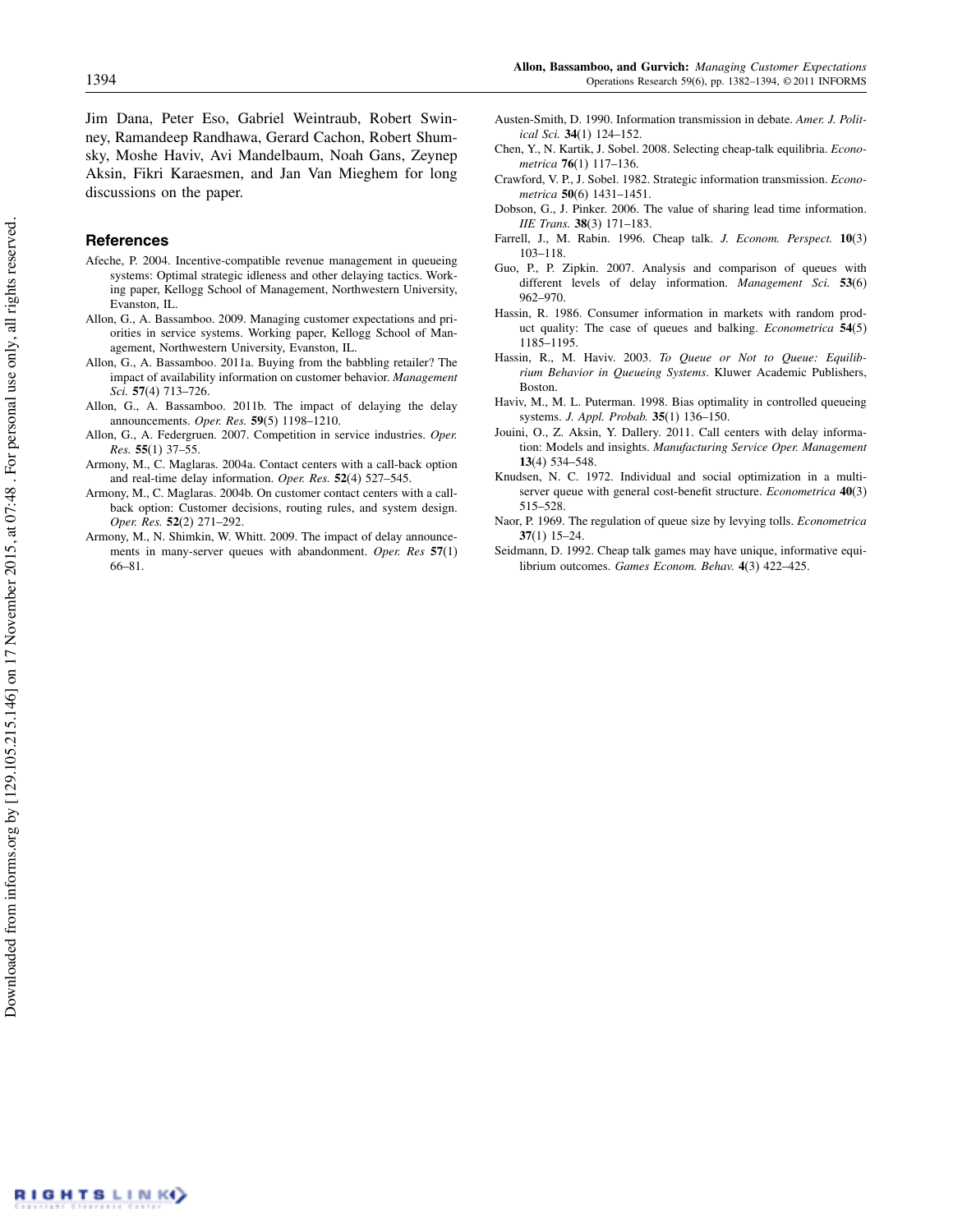Jim Dana, Peter Eso, Gabriel Weintraub, Robert Swinney, Ramandeep Randhawa, Gerard Cachon, Robert Shumsky, Moshe Haviv, Avi Mandelbaum, Noah Gans, Zeynep Aksin, Fikri Karaesmen, and Jan Van Mieghem for long discussions on the paper.

## References

Afeche, P. 2004. Incentive-compatible revenue management in queueing systems: Optimal strategic idleness and other delaying tactics. Working paper, Kellogg School of Management, Northwestern University, Evanston, IL.

Allon, G., A. Bassamboo. 2009. Managing customer expectations and priorities in service systems. Working paper, Kellogg School of Management, Northwestern University, Evanston, IL.

Allon, G., A. Bassamboo. 2011a. Buying from the babbling retailer? The impact of availability information on customer behavior. *Management Sci.* **57**(4) 713–726.

Allon, G., A. Bassamboo. 2011b. The impact of delaying the delay announcements. *Oper. Res.* **59**(5) 1198–1210.

Allon, G., A. Federgruen. 2007. Competition in service industries. *Oper. Res.* **55**(1) 37–55.

Armony, M., C. Maglaras. 2004a. Contact centers with a call-back option and real-time delay information. *Oper. Res.* **52**(4) 527–545.

Armony, M., C. Maglaras. 2004b. On customer contact centers with a call-back option: Customer decisions, routing rules, and system design. *Oper. Res.* **52**(2) 271–292.

Armony, M., N. Shimkin, W. Whitt. 2009. The impact of delay announcements in many-server queues with abandonment. *Oper. Res* **57**(1) 66–81.

Austen-Smith, D. 1990. Information transmission in debate. *Amer. J. Political Sci.* **34**(1) 124–152.

Chen, Y., N. Kartik, J. Sobel. 2008. Selecting cheap-talk equilibria. *Econometrica* **76**(1) 117–136.

Crawford, V. P., J. Sobel. 1982. Strategic information transmission. *Econometrica* **50**(6) 1431–1451.

Dobson, G., J. Pinker. 2006. The value of sharing lead time information. *IIE Trans.* **38**(3) 171–183.

Farrell, J., M. Rabin. 1996. Cheap talk. *J. Econom. Perspect.* **10**(3) 103–118.

Guo, P., P. Zipkin. 2007. Analysis and comparison of queues with different levels of delay information. *Management Sci.* **53**(6) 962–970.

Hassin, R. 1986. Consumer information in markets with random product quality: The case of queues and balking. *Econometrica* **54**(5) 1185–1195.

Hassin, R., M. Haviv. 2003. *To Queue or Not to Queue: Equilibrium Behavior in Queueing Systems*. Kluwer Academic Publishers, Boston.

Haviv, M., M. L. Puterman. 1998. Bias optimality in controlled queueing systems. *J. Appl. Probab.* **35**(1) 136–150.

Jouini, O., Z. Aksin, Y. Dallery. 2011. Call centers with delay information: Models and insights. *Manufacturing Service Oper. Management* **13**(4) 534–548.

Knudsen, N. C. 1972. Individual and social optimization in a multiserver queue with general cost-benefit structure. *Econometrica* **40**(3) 515–528.

Naor, P. 1969. The regulation of queue size by levying tolls. *Econometrica* **37**(1) 15–24.

Seidmann, D. 1992. Cheap talk games may have unique, informative equilibrium outcomes. *Games Econom. Behav.* **4**(3) 422–425.